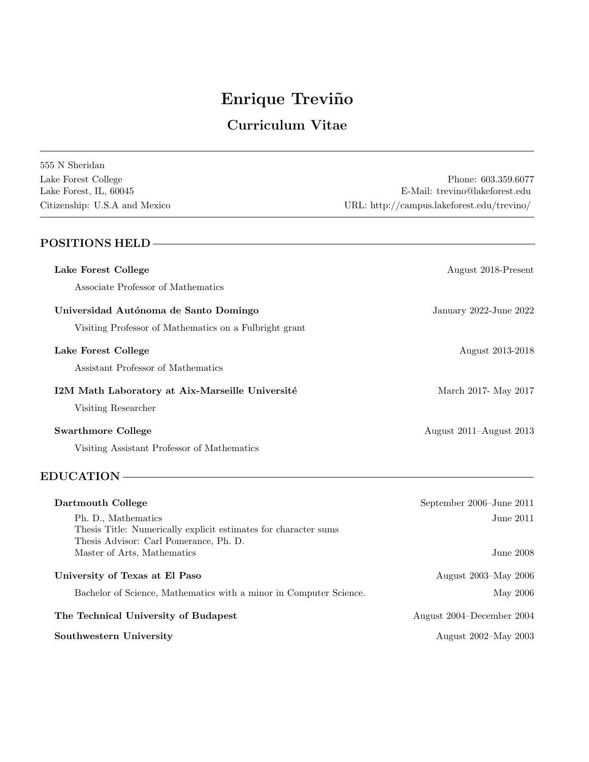# Enrique Treviño

## Curriculum Vitae

---

555 N Sheridan
Lake Forest College
Lake Forest, IL, 60045
Citizenship: U.S.A and Mexico

Phone: 603.359.6077
E-Mail: trevino@lakeforest.edu
URL: http://campus.lakeforest.edu/trevino/

---

## POSITIONS HELD

**Lake Forest College** — August 2018-Present

Associate Professor of Mathematics

**Universidad Autónoma de Santo Domingo** — January 2022-June 2022

Visiting Professor of Mathematics on a Fulbright grant

**Lake Forest College** — August 2013-2018

Assistant Professor of Mathematics

**I2M Math Laboratory at Aix-Marseille Université** — March 2017- May 2017

Visiting Researcher

**Swarthmore College** — August 2011–August 2013

Visiting Assistant Professor of Mathematics

## EDUCATION

**Dartmouth College** — September 2006–June 2011

Ph. D., Mathematics — June 2011
Thesis Title: Numerically explicit estimates for character sums
Thesis Advisor: Carl Pomerance, Ph. D.
Master of Arts, Mathematics — June 2008

**University of Texas at El Paso** — August 2003–May 2006

Bachelor of Science, Mathematics with a minor in Computer Science. — May 2006

**The Technical University of Budapest** — August 2004–December 2004

**Southwestern University** — August 2002–May 2003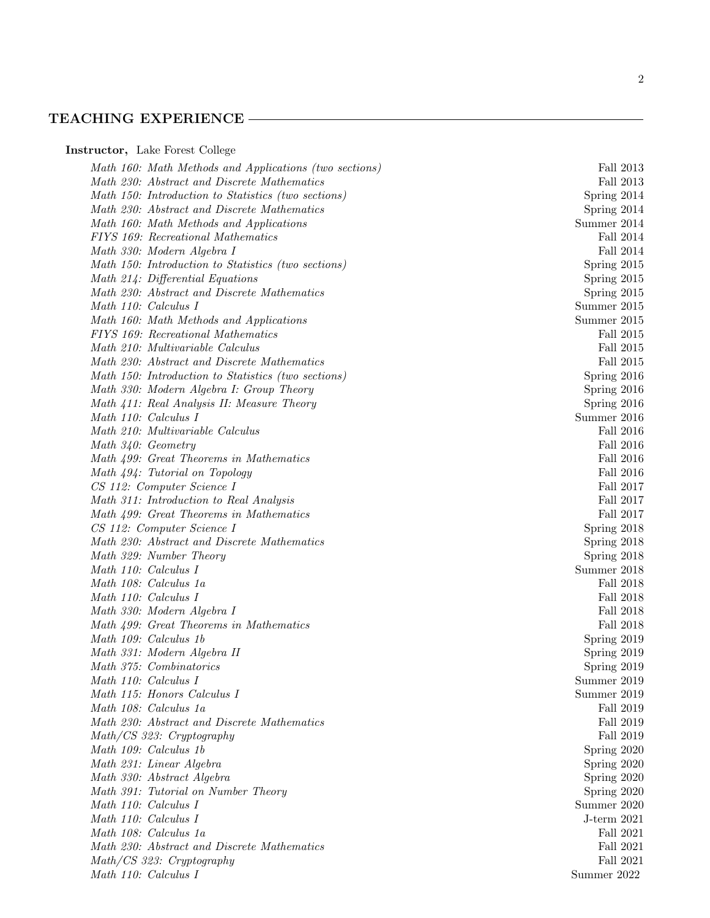## TEACHING EXPERIENCE

**Instructor,** Lake Forest College

| Course | Term |
|---|---|
| *Math 160: Math Methods and Applications (two sections)* | Fall 2013 |
| *Math 230: Abstract and Discrete Mathematics* | Fall 2013 |
| *Math 150: Introduction to Statistics (two sections)* | Spring 2014 |
| *Math 230: Abstract and Discrete Mathematics* | Spring 2014 |
| *Math 160: Math Methods and Applications* | Summer 2014 |
| *FIYS 169: Recreational Mathematics* | Fall 2014 |
| *Math 330: Modern Algebra I* | Fall 2014 |
| *Math 150: Introduction to Statistics (two sections)* | Spring 2015 |
| *Math 214: Differential Equations* | Spring 2015 |
| *Math 230: Abstract and Discrete Mathematics* | Spring 2015 |
| *Math 110: Calculus I* | Summer 2015 |
| *Math 160: Math Methods and Applications* | Summer 2015 |
| *FIYS 169: Recreational Mathematics* | Fall 2015 |
| *Math 210: Multivariable Calculus* | Fall 2015 |
| *Math 230: Abstract and Discrete Mathematics* | Fall 2015 |
| *Math 150: Introduction to Statistics (two sections)* | Spring 2016 |
| *Math 330: Modern Algebra I: Group Theory* | Spring 2016 |
| *Math 411: Real Analysis II: Measure Theory* | Spring 2016 |
| *Math 110: Calculus I* | Summer 2016 |
| *Math 210: Multivariable Calculus* | Fall 2016 |
| *Math 340: Geometry* | Fall 2016 |
| *Math 499: Great Theorems in Mathematics* | Fall 2016 |
| *Math 494: Tutorial on Topology* | Fall 2016 |
| *CS 112: Computer Science I* | Fall 2017 |
| *Math 311: Introduction to Real Analysis* | Fall 2017 |
| *Math 499: Great Theorems in Mathematics* | Fall 2017 |
| *CS 112: Computer Science I* | Spring 2018 |
| *Math 230: Abstract and Discrete Mathematics* | Spring 2018 |
| *Math 329: Number Theory* | Spring 2018 |
| *Math 110: Calculus I* | Summer 2018 |
| *Math 108: Calculus 1a* | Fall 2018 |
| *Math 110: Calculus I* | Fall 2018 |
| *Math 330: Modern Algebra I* | Fall 2018 |
| *Math 499: Great Theorems in Mathematics* | Fall 2018 |
| *Math 109: Calculus 1b* | Spring 2019 |
| *Math 331: Modern Algebra II* | Spring 2019 |
| *Math 375: Combinatorics* | Spring 2019 |
| *Math 110: Calculus I* | Summer 2019 |
| *Math 115: Honors Calculus I* | Summer 2019 |
| *Math 108: Calculus 1a* | Fall 2019 |
| *Math 230: Abstract and Discrete Mathematics* | Fall 2019 |
| *Math/CS 323: Cryptography* | Fall 2019 |
| *Math 109: Calculus 1b* | Spring 2020 |
| *Math 231: Linear Algebra* | Spring 2020 |
| *Math 330: Abstract Algebra* | Spring 2020 |
| *Math 391: Tutorial on Number Theory* | Spring 2020 |
| *Math 110: Calculus I* | Summer 2020 |
| *Math 110: Calculus I* | J-term 2021 |
| *Math 108: Calculus 1a* | Fall 2021 |
| *Math 230: Abstract and Discrete Mathematics* | Fall 2021 |
| *Math/CS 323: Cryptography* | Fall 2021 |
| *Math 110: Calculus I* | Summer 2022 |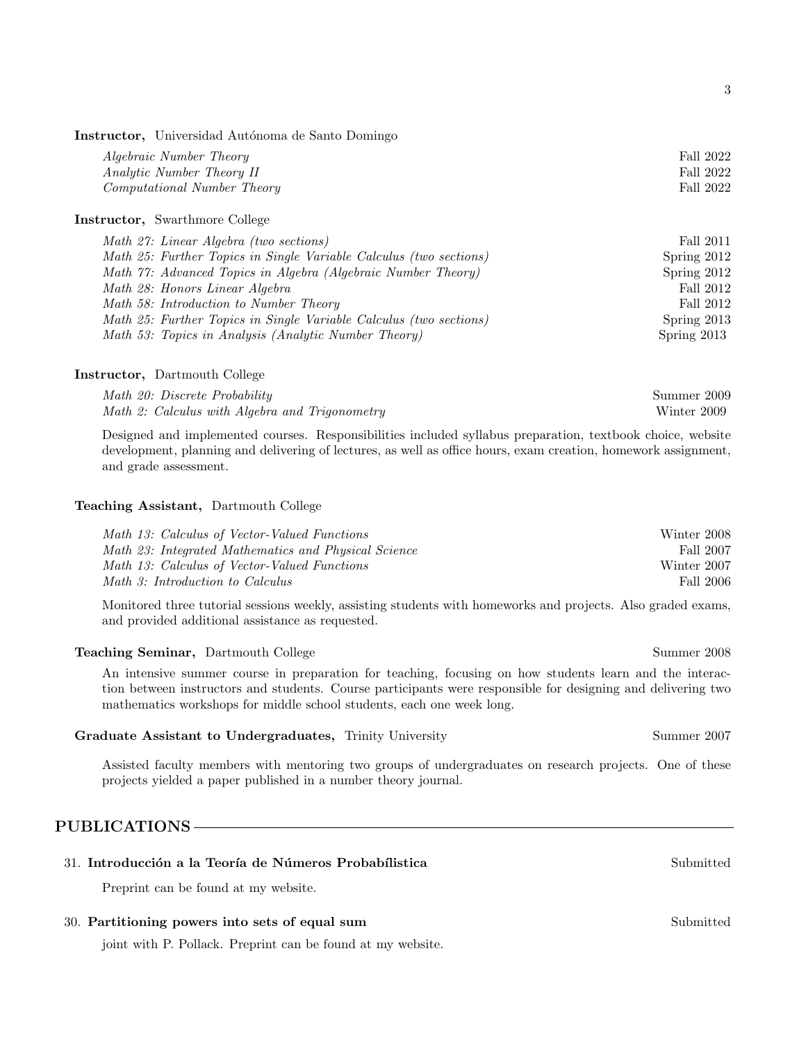**Instructor,** Universidad Autónoma de Santo Domingo

*Algebraic Number Theory* — Fall 2022
*Analytic Number Theory II* — Fall 2022
*Computational Number Theory* — Fall 2022

**Instructor,** Swarthmore College

*Math 27: Linear Algebra (two sections)* — Fall 2011
*Math 25: Further Topics in Single Variable Calculus (two sections)* — Spring 2012
*Math 77: Advanced Topics in Algebra (Algebraic Number Theory)* — Spring 2012
*Math 28: Honors Linear Algebra* — Fall 2012
*Math 58: Introduction to Number Theory* — Fall 2012
*Math 25: Further Topics in Single Variable Calculus (two sections)* — Spring 2013
*Math 53: Topics in Analysis (Analytic Number Theory)* — Spring 2013

**Instructor,** Dartmouth College

*Math 20: Discrete Probability* — Summer 2009
*Math 2: Calculus with Algebra and Trigonometry* — Winter 2009

Designed and implemented courses. Responsibilities included syllabus preparation, textbook choice, website development, planning and delivering of lectures, as well as office hours, exam creation, homework assignment, and grade assessment.

**Teaching Assistant,** Dartmouth College

*Math 13: Calculus of Vector-Valued Functions* — Winter 2008
*Math 23: Integrated Mathematics and Physical Science* — Fall 2007
*Math 13: Calculus of Vector-Valued Functions* — Winter 2007
*Math 3: Introduction to Calculus* — Fall 2006

Monitored three tutorial sessions weekly, assisting students with homeworks and projects. Also graded exams, and provided additional assistance as requested.

**Teaching Seminar,** Dartmouth College — Summer 2008

An intensive summer course in preparation for teaching, focusing on how students learn and the interaction between instructors and students. Course participants were responsible for designing and delivering two mathematics workshops for middle school students, each one week long.

**Graduate Assistant to Undergraduates,** Trinity University — Summer 2007

Assisted faculty members with mentoring two groups of undergraduates on research projects. One of these projects yielded a paper published in a number theory journal.

## PUBLICATIONS

31. **Introducción a la Teoría de Números Probabílistica** — Submitted

    Preprint can be found at my website.

30. **Partitioning powers into sets of equal sum** — Submitted

    joint with P. Pollack. Preprint can be found at my website.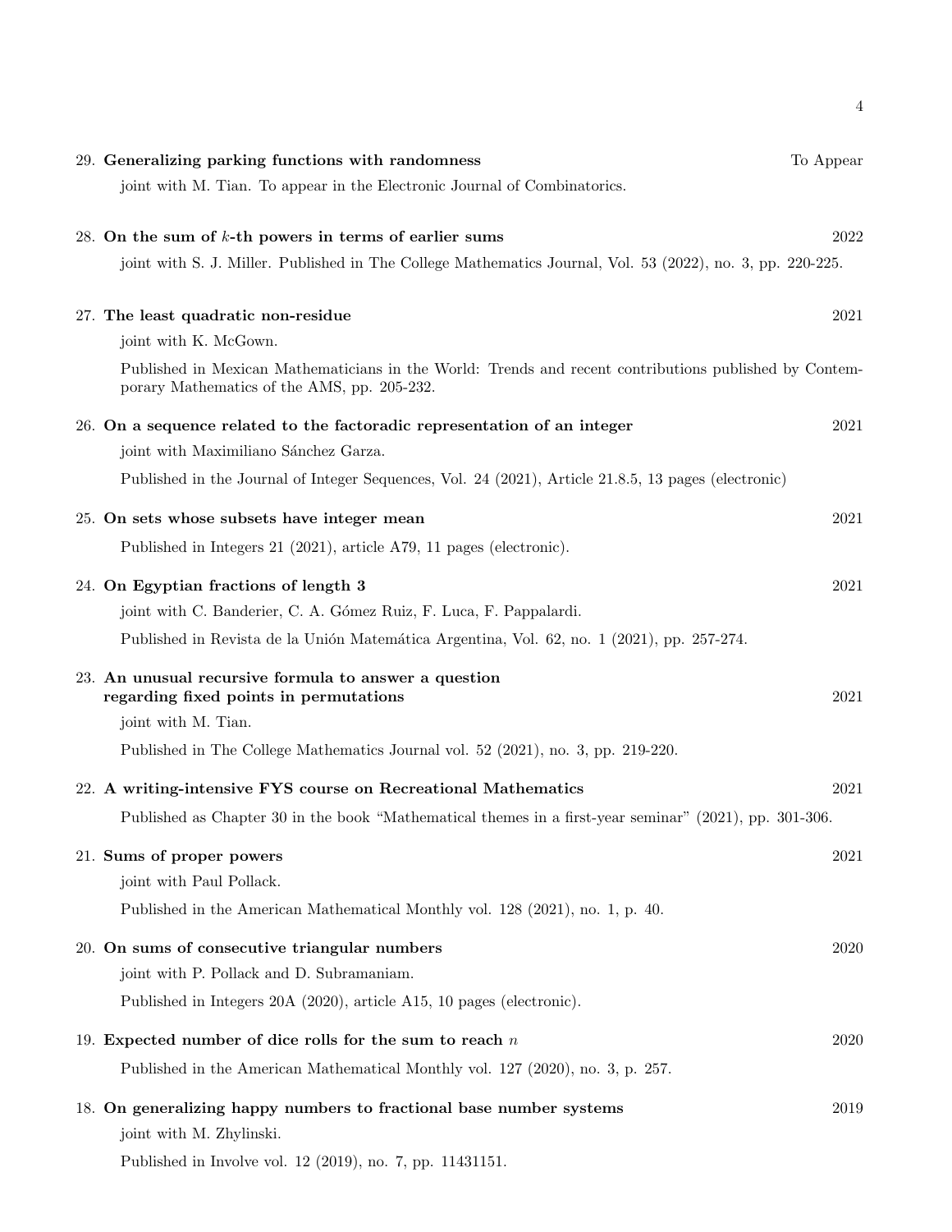29. **Generalizing parking functions with randomness** To Appear

    joint with M. Tian. To appear in the Electronic Journal of Combinatorics.

28. **On the sum of $k$-th powers in terms of earlier sums** 2022

    joint with S. J. Miller. Published in The College Mathematics Journal, Vol. 53 (2022), no. 3, pp. 220-225.

27. **The least quadratic non-residue** 2021

    joint with K. McGown.

    Published in Mexican Mathematicians in the World: Trends and recent contributions published by Contemporary Mathematics of the AMS, pp. 205-232.

26. **On a sequence related to the factoradic representation of an integer** 2021

    joint with Maximiliano Sánchez Garza.

    Published in the Journal of Integer Sequences, Vol. 24 (2021), Article 21.8.5, 13 pages (electronic)

25. **On sets whose subsets have integer mean** 2021

    Published in Integers 21 (2021), article A79, 11 pages (electronic).

24. **On Egyptian fractions of length 3** 2021

    joint with C. Banderier, C. A. Gómez Ruiz, F. Luca, F. Pappalardi.

    Published in Revista de la Unión Matemática Argentina, Vol. 62, no. 1 (2021), pp. 257-274.

23. **An unusual recursive formula to answer a question regarding fixed points in permutations** 2021

    joint with M. Tian.

    Published in The College Mathematics Journal vol. 52 (2021), no. 3, pp. 219-220.

22. **A writing-intensive FYS course on Recreational Mathematics** 2021

    Published as Chapter 30 in the book "Mathematical themes in a first-year seminar" (2021), pp. 301-306.

21. **Sums of proper powers** 2021

    joint with Paul Pollack.

    Published in the American Mathematical Monthly vol. 128 (2021), no. 1, p. 40.

20. **On sums of consecutive triangular numbers** 2020

    joint with P. Pollack and D. Subramaniam.

    Published in Integers 20A (2020), article A15, 10 pages (electronic).

19. **Expected number of dice rolls for the sum to reach $n$** 2020

    Published in the American Mathematical Monthly vol. 127 (2020), no. 3, p. 257.

18. **On generalizing happy numbers to fractional base number systems** 2019

    joint with M. Zhylinski.

    Published in Involve vol. 12 (2019), no. 7, pp. 11431151.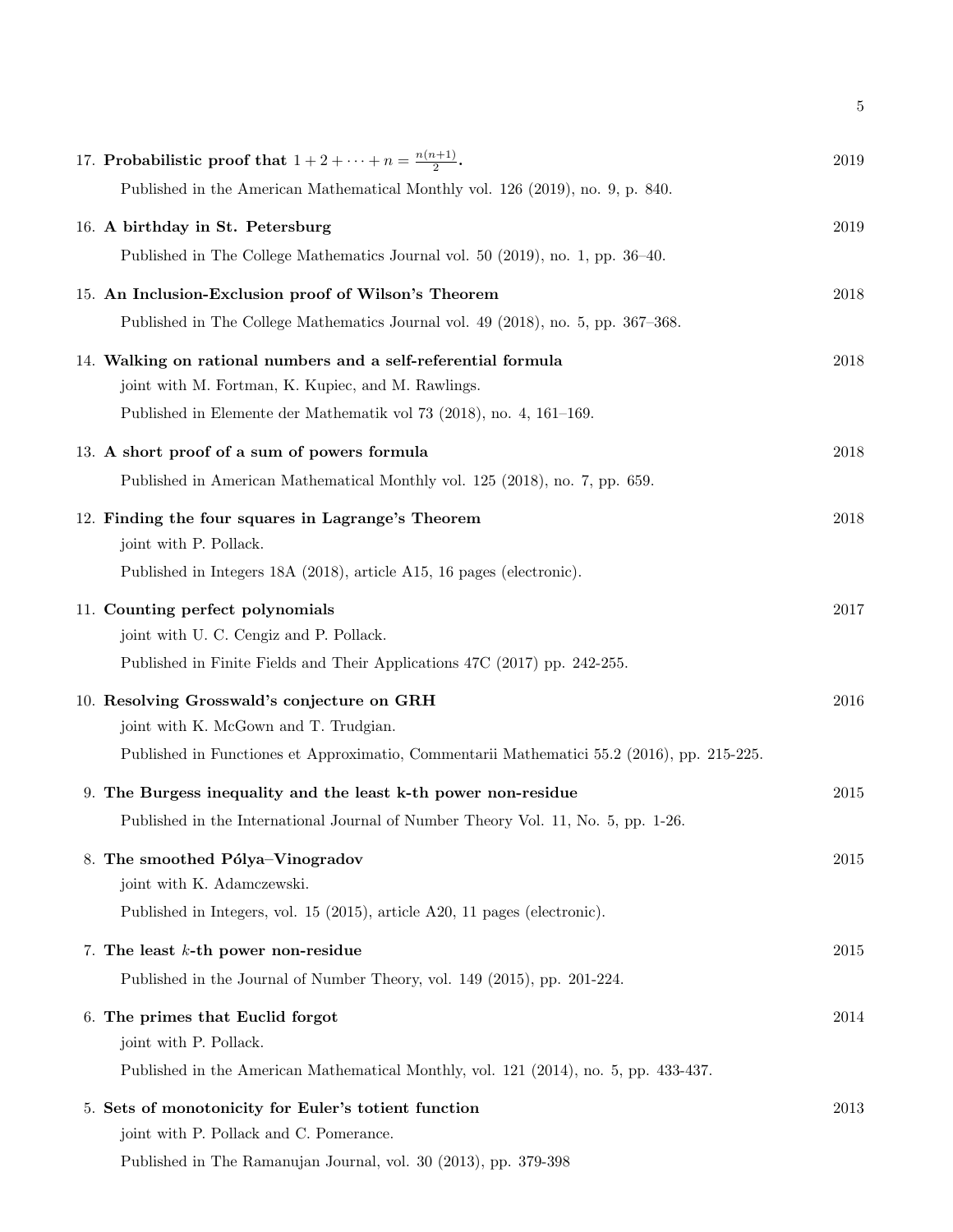17. **Probabilistic proof that $1 + 2 + \cdots + n = \frac{n(n+1)}{2}$.** 2019

    Published in the American Mathematical Monthly vol. 126 (2019), no. 9, p. 840.

16. **A birthday in St. Petersburg** 2019

    Published in The College Mathematics Journal vol. 50 (2019), no. 1, pp. 36–40.

15. **An Inclusion-Exclusion proof of Wilson's Theorem** 2018

    Published in The College Mathematics Journal vol. 49 (2018), no. 5, pp. 367–368.

14. **Walking on rational numbers and a self-referential formula** 2018

    joint with M. Fortman, K. Kupiec, and M. Rawlings.

    Published in Elemente der Mathematik vol 73 (2018), no. 4, 161–169.

13. **A short proof of a sum of powers formula** 2018

    Published in American Mathematical Monthly vol. 125 (2018), no. 7, pp. 659.

12. **Finding the four squares in Lagrange's Theorem** 2018

    joint with P. Pollack.

    Published in Integers 18A (2018), article A15, 16 pages (electronic).

11. **Counting perfect polynomials** 2017

    joint with U. C. Cengiz and P. Pollack.

    Published in Finite Fields and Their Applications 47C (2017) pp. 242-255.

10. **Resolving Grosswald's conjecture on GRH** 2016

    joint with K. McGown and T. Trudgian.

    Published in Functiones et Approximatio, Commentarii Mathematici 55.2 (2016), pp. 215-225.

9. **The Burgess inequality and the least k-th power non-residue** 2015

    Published in the International Journal of Number Theory Vol. 11, No. 5, pp. 1-26.

8. **The smoothed Pólya–Vinogradov** 2015

    joint with K. Adamczewski.

    Published in Integers, vol. 15 (2015), article A20, 11 pages (electronic).

7. **The least $k$-th power non-residue** 2015

    Published in the Journal of Number Theory, vol. 149 (2015), pp. 201-224.

6. **The primes that Euclid forgot** 2014

    joint with P. Pollack.

    Published in the American Mathematical Monthly, vol. 121 (2014), no. 5, pp. 433-437.

5. **Sets of monotonicity for Euler's totient function** 2013

    joint with P. Pollack and C. Pomerance.

    Published in The Ramanujan Journal, vol. 30 (2013), pp. 379-398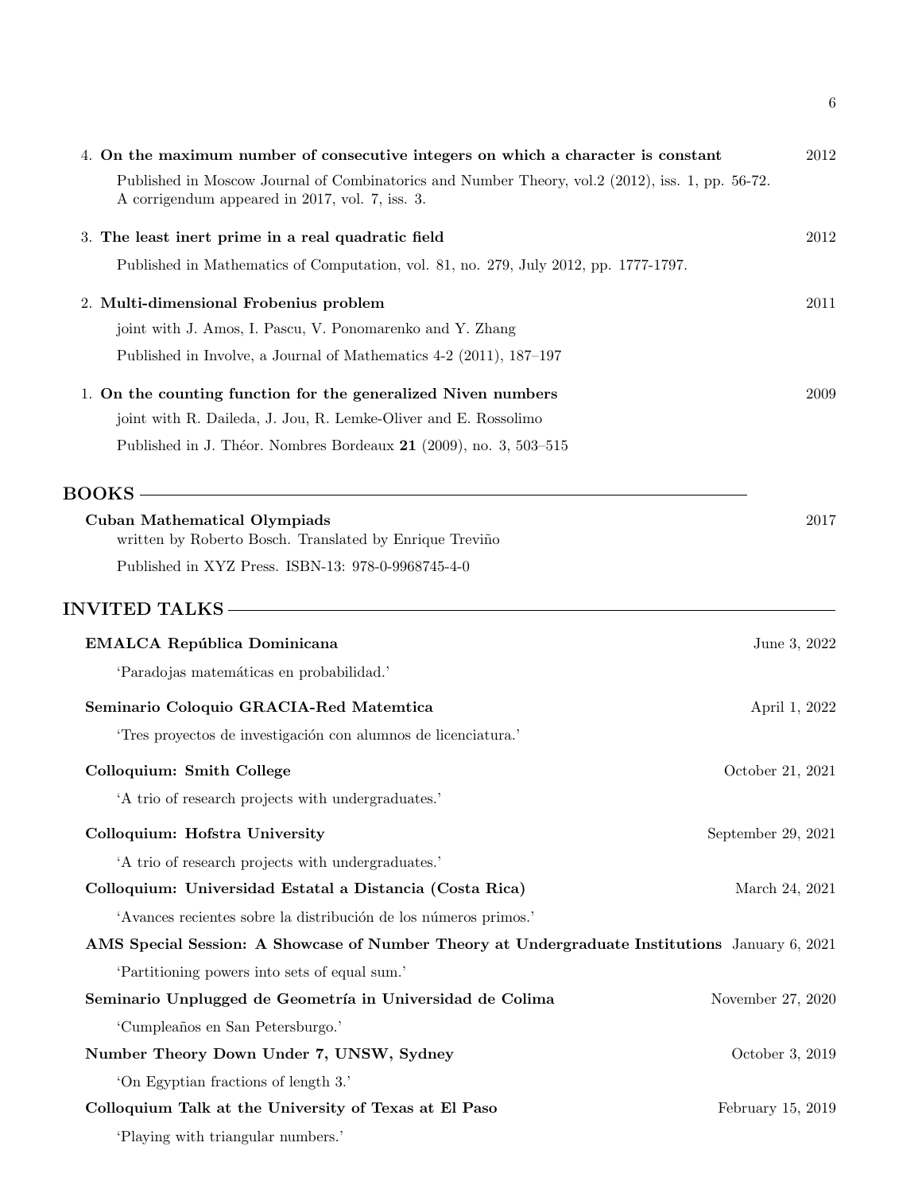4. **On the maximum number of consecutive integers on which a character is constant** 2012

   Published in Moscow Journal of Combinatorics and Number Theory, vol.2 (2012), iss. 1, pp. 56-72. A corrigendum appeared in 2017, vol. 7, iss. 3.

3. **The least inert prime in a real quadratic field** 2012

   Published in Mathematics of Computation, vol. 81, no. 279, July 2012, pp. 1777-1797.

2. **Multi-dimensional Frobenius problem** 2011

   joint with J. Amos, I. Pascu, V. Ponomarenko and Y. Zhang

   Published in Involve, a Journal of Mathematics 4-2 (2011), 187–197

1. **On the counting function for the generalized Niven numbers** 2009

   joint with R. Daileda, J. Jou, R. Lemke-Oliver and E. Rossolimo

   Published in J. Théor. Nombres Bordeaux **21** (2009), no. 3, 503–515

## BOOKS

**Cuban Mathematical Olympiads** 2017
written by Roberto Bosch. Translated by Enrique Treviño

Published in XYZ Press. ISBN-13: 978-0-9968745-4-0

## INVITED TALKS

**EMALCA República Dominicana** June 3, 2022

'Paradojas matemáticas en probabilidad.'

**Seminario Coloquio GRACIA-Red Matemtica** April 1, 2022

'Tres proyectos de investigación con alumnos de licenciatura.'

**Colloquium: Smith College** October 21, 2021

'A trio of research projects with undergraduates.'

**Colloquium: Hofstra University** September 29, 2021

'A trio of research projects with undergraduates.'

**Colloquium: Universidad Estatal a Distancia (Costa Rica)** March 24, 2021

'Avances recientes sobre la distribución de los números primos.'

**AMS Special Session: A Showcase of Number Theory at Undergraduate Institutions** January 6, 2021

'Partitioning powers into sets of equal sum.'

**Seminario Unplugged de Geometría in Universidad de Colima** November 27, 2020

'Cumpleaños en San Petersburgo.'

**Number Theory Down Under 7, UNSW, Sydney** October 3, 2019

'On Egyptian fractions of length 3.'

**Colloquium Talk at the University of Texas at El Paso** February 15, 2019

'Playing with triangular numbers.'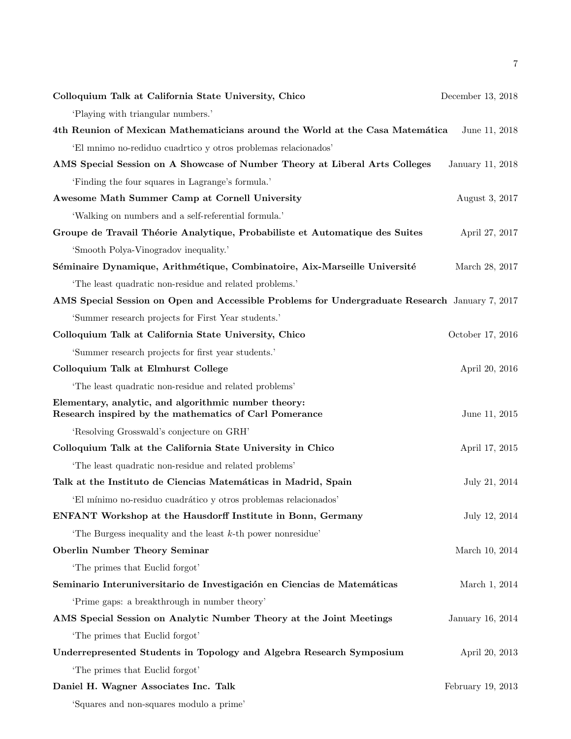**Colloquium Talk at California State University, Chico** December 13, 2018

'Playing with triangular numbers.'

**4th Reunion of Mexican Mathematicians around the World at the Casa Matemática** June 11, 2018

'El mnimo no-rediduo cuadrtico y otros problemas relacionados'

**AMS Special Session on A Showcase of Number Theory at Liberal Arts Colleges** January 11, 2018

'Finding the four squares in Lagrange's formula.'

**Awesome Math Summer Camp at Cornell University** August 3, 2017

'Walking on numbers and a self-referential formula.'

**Groupe de Travail Théorie Analytique, Probabiliste et Automatique des Suites** April 27, 2017

'Smooth Polya-Vinogradov inequality.'

**Séminaire Dynamique, Arithmétique, Combinatoire, Aix-Marseille Université** March 28, 2017

'The least quadratic non-residue and related problems.'

**AMS Special Session on Open and Accessible Problems for Undergraduate Research** January 7, 2017

'Summer research projects for First Year students.'

**Colloquium Talk at California State University, Chico** October 17, 2016

'Summer research projects for first year students.'

**Colloquium Talk at Elmhurst College** April 20, 2016

'The least quadratic non-residue and related problems'

**Elementary, analytic, and algorithmic number theory: Research inspired by the mathematics of Carl Pomerance** June 11, 2015

'Resolving Grosswald's conjecture on GRH'

**Colloquium Talk at the California State University in Chico** April 17, 2015

'The least quadratic non-residue and related problems'

**Talk at the Instituto de Ciencias Matemáticas in Madrid, Spain** July 21, 2014

'El mínimo no-residuo cuadrático y otros problemas relacionados'

**ENFANT Workshop at the Hausdorff Institute in Bonn, Germany** July 12, 2014

'The Burgess inequality and the least $k$-th power nonresidue'

**Oberlin Number Theory Seminar** March 10, 2014

'The primes that Euclid forgot'

**Seminario Interuniversitario de Investigación en Ciencias de Matemáticas** March 1, 2014

'Prime gaps: a breakthrough in number theory'

**AMS Special Session on Analytic Number Theory at the Joint Meetings** January 16, 2014

'The primes that Euclid forgot'

**Underrepresented Students in Topology and Algebra Research Symposium** April 20, 2013

'The primes that Euclid forgot'

**Daniel H. Wagner Associates Inc. Talk** February 19, 2013

'Squares and non-squares modulo a prime'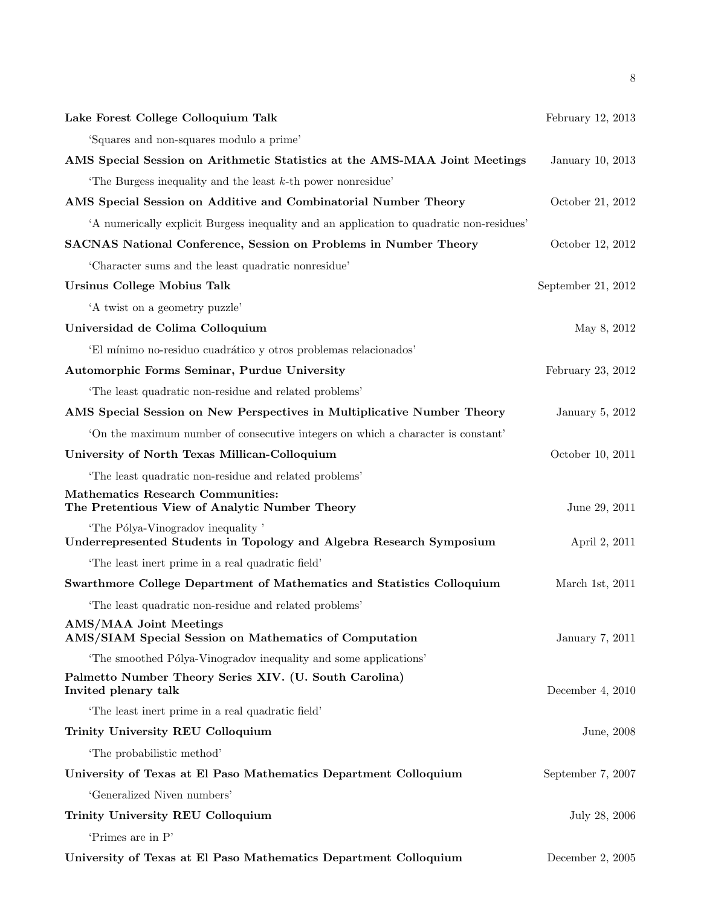**Lake Forest College Colloquium Talk** February 12, 2013

'Squares and non-squares modulo a prime'

**AMS Special Session on Arithmetic Statistics at the AMS-MAA Joint Meetings** January 10, 2013

'The Burgess inequality and the least $k$-th power nonresidue'

**AMS Special Session on Additive and Combinatorial Number Theory** October 21, 2012

'A numerically explicit Burgess inequality and an application to quadratic non-residues'

**SACNAS National Conference, Session on Problems in Number Theory** October 12, 2012

'Character sums and the least quadratic nonresidue'

**Ursinus College Mobius Talk** September 21, 2012

'A twist on a geometry puzzle'

**Universidad de Colima Colloquium** May 8, 2012

'El mínimo no-residuo cuadrático y otros problemas relacionados'

**Automorphic Forms Seminar, Purdue University** February 23, 2012

'The least quadratic non-residue and related problems'

**AMS Special Session on New Perspectives in Multiplicative Number Theory** January 5, 2012

'On the maximum number of consecutive integers on which a character is constant'

**University of North Texas Millican-Colloquium** October 10, 2011

'The least quadratic non-residue and related problems'

**Mathematics Research Communities:**
**The Pretentious View of Analytic Number Theory** June 29, 2011

'The Pólya-Vinogradov inequality '

**Underrepresented Students in Topology and Algebra Research Symposium** April 2, 2011

'The least inert prime in a real quadratic field'

**Swarthmore College Department of Mathematics and Statistics Colloquium** March 1st, 2011

'The least quadratic non-residue and related problems'

**AMS/MAA Joint Meetings**
**AMS/SIAM Special Session on Mathematics of Computation** January 7, 2011

'The smoothed Pólya-Vinogradov inequality and some applications'

**Palmetto Number Theory Series XIV. (U. South Carolina)**
**Invited plenary talk** December 4, 2010

'The least inert prime in a real quadratic field'

**Trinity University REU Colloquium** June, 2008

'The probabilistic method'

**University of Texas at El Paso Mathematics Department Colloquium** September 7, 2007

'Generalized Niven numbers'

**Trinity University REU Colloquium** July 28, 2006

'Primes are in P'

**University of Texas at El Paso Mathematics Department Colloquium** December 2, 2005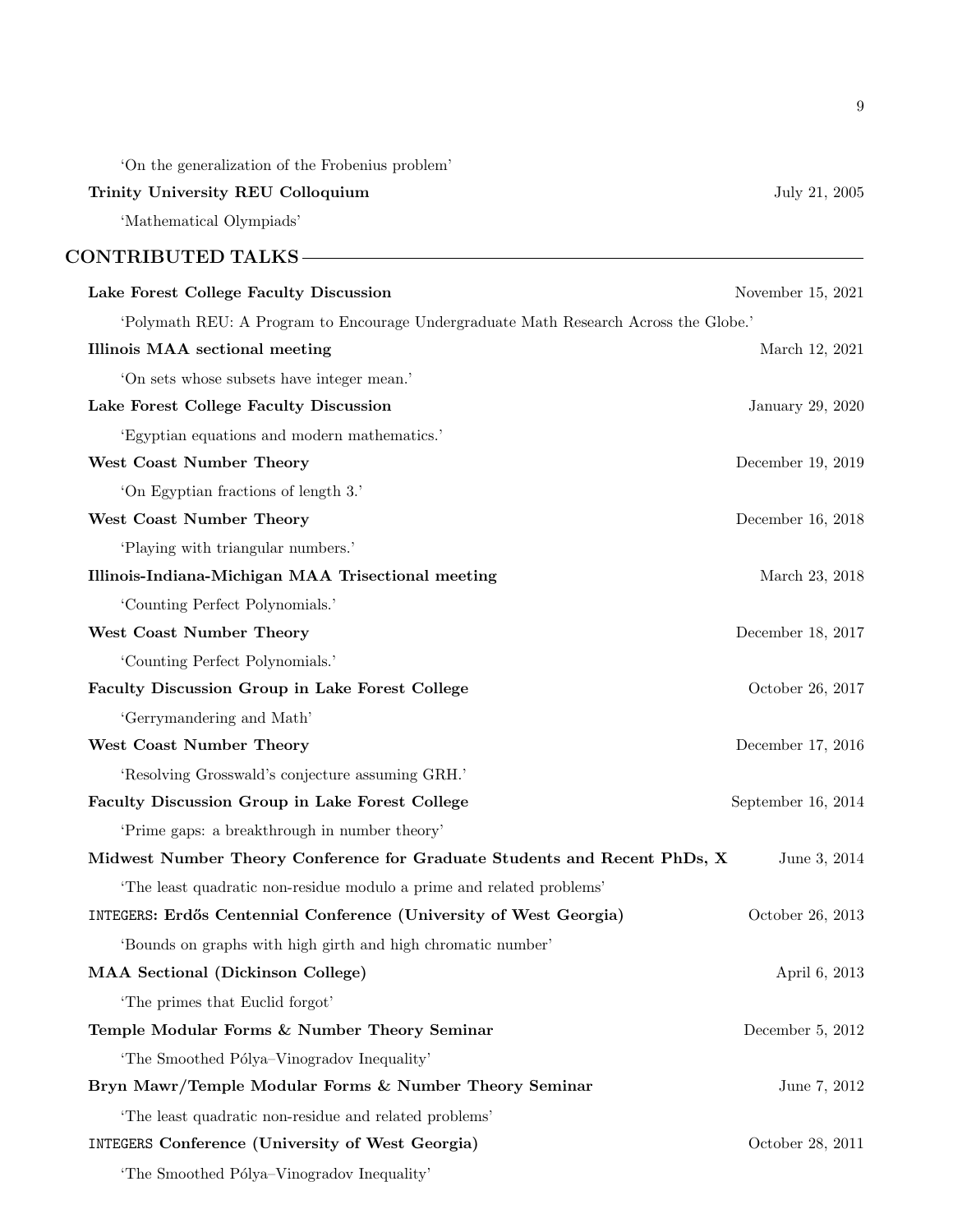'On the generalization of the Frobenius problem'

**Trinity University REU Colloquium** July 21, 2005

'Mathematical Olympiads'

## CONTRIBUTED TALKS

**Lake Forest College Faculty Discussion** November 15, 2021

'Polymath REU: A Program to Encourage Undergraduate Math Research Across the Globe.'

**Illinois MAA sectional meeting** March 12, 2021

'On sets whose subsets have integer mean.'

**Lake Forest College Faculty Discussion** January 29, 2020

'Egyptian equations and modern mathematics.'

**West Coast Number Theory** December 19, 2019

'On Egyptian fractions of length 3.'

**West Coast Number Theory** December 16, 2018

'Playing with triangular numbers.'

**Illinois-Indiana-Michigan MAA Trisectional meeting** March 23, 2018

'Counting Perfect Polynomials.'

**West Coast Number Theory** December 18, 2017

'Counting Perfect Polynomials.'

**Faculty Discussion Group in Lake Forest College** October 26, 2017

'Gerrymandering and Math'

**West Coast Number Theory** December 17, 2016

'Resolving Grosswald's conjecture assuming GRH.'

**Faculty Discussion Group in Lake Forest College** September 16, 2014

'Prime gaps: a breakthrough in number theory'

**Midwest Number Theory Conference for Graduate Students and Recent PhDs, X** June 3, 2014

'The least quadratic non-residue modulo a prime and related problems'

`INTEGERS`**: Erdős Centennial Conference (University of West Georgia)** October 26, 2013

'Bounds on graphs with high girth and high chromatic number'

**MAA Sectional (Dickinson College)** April 6, 2013

'The primes that Euclid forgot'

**Temple Modular Forms & Number Theory Seminar** December 5, 2012

'The Smoothed Pólya–Vinogradov Inequality'

**Bryn Mawr/Temple Modular Forms & Number Theory Seminar** June 7, 2012

'The least quadratic non-residue and related problems'

`INTEGERS` **Conference (University of West Georgia)** October 28, 2011

'The Smoothed Pólya–Vinogradov Inequality'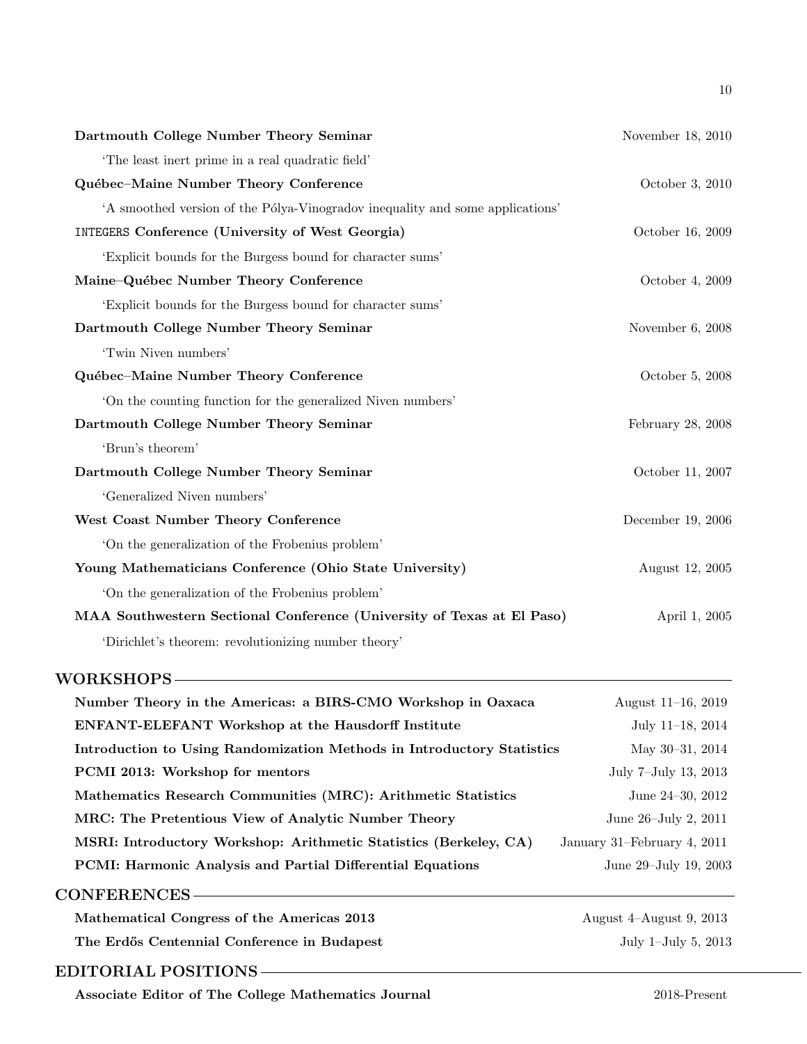**Dartmouth College Number Theory Seminar** November 18, 2010

'The least inert prime in a real quadratic field'

**Québec–Maine Number Theory Conference** October 3, 2010

'A smoothed version of the Pólya-Vinogradov inequality and some applications'

`INTEGERS` **Conference (University of West Georgia)** October 16, 2009

'Explicit bounds for the Burgess bound for character sums'

**Maine–Québec Number Theory Conference** October 4, 2009

'Explicit bounds for the Burgess bound for character sums'

**Dartmouth College Number Theory Seminar** November 6, 2008

'Twin Niven numbers'

**Québec–Maine Number Theory Conference** October 5, 2008

'On the counting function for the generalized Niven numbers'

**Dartmouth College Number Theory Seminar** February 28, 2008

'Brun's theorem'

**Dartmouth College Number Theory Seminar** October 11, 2007

'Generalized Niven numbers'

**West Coast Number Theory Conference** December 19, 2006

'On the generalization of the Frobenius problem'

**Young Mathematicians Conference (Ohio State University)** August 12, 2005

'On the generalization of the Frobenius problem'

**MAA Southwestern Sectional Conference (University of Texas at El Paso)** April 1, 2005

'Dirichlet's theorem: revolutionizing number theory'

## WORKSHOPS

**Number Theory in the Americas: a BIRS-CMO Workshop in Oaxaca** August 11–16, 2019

**ENFANT-ELEFANT Workshop at the Hausdorff Institute** July 11–18, 2014

**Introduction to Using Randomization Methods in Introductory Statistics** May 30–31, 2014

**PCMI 2013: Workshop for mentors** July 7–July 13, 2013

**Mathematics Research Communities (MRC): Arithmetic Statistics** June 24–30, 2012

**MRC: The Pretentious View of Analytic Number Theory** June 26–July 2, 2011

**MSRI: Introductory Workshop: Arithmetic Statistics (Berkeley, CA)** January 31–February 4, 2011

**PCMI: Harmonic Analysis and Partial Differential Equations** June 29–July 19, 2003

## CONFERENCES

**Mathematical Congress of the Americas 2013** August 4–August 9, 2013

**The Erdős Centennial Conference in Budapest** July 1–July 5, 2013

## EDITORIAL POSITIONS

**Associate Editor of The College Mathematics Journal** 2018-Present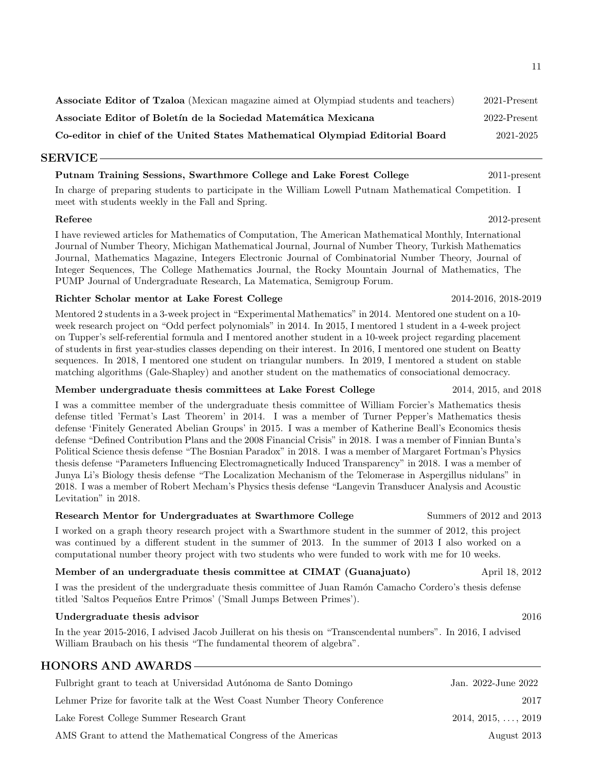**Associate Editor of Tzaloa** (Mexican magazine aimed at Olympiad students and teachers) 2021-Present

**Associate Editor of Boletín de la Sociedad Matemática Mexicana** 2022-Present

**Co-editor in chief of the United States Mathematical Olympiad Editorial Board** 2021-2025

## SERVICE

**Putnam Training Sessions, Swarthmore College and Lake Forest College** 2011-present

In charge of preparing students to participate in the William Lowell Putnam Mathematical Competition. I meet with students weekly in the Fall and Spring.

**Referee** 2012-present

I have reviewed articles for Mathematics of Computation, The American Mathematical Monthly, International Journal of Number Theory, Michigan Mathematical Journal, Journal of Number Theory, Turkish Mathematics Journal, Mathematics Magazine, Integers Electronic Journal of Combinatorial Number Theory, Journal of Integer Sequences, The College Mathematics Journal, the Rocky Mountain Journal of Mathematics, The PUMP Journal of Undergraduate Research, La Matematica, Semigroup Forum.

**Richter Scholar mentor at Lake Forest College** 2014-2016, 2018-2019

Mentored 2 students in a 3-week project in "Experimental Mathematics" in 2014. Mentored one student on a 10-week research project on "Odd perfect polynomials" in 2014. In 2015, I mentored 1 student in a 4-week project on Tupper's self-referential formula and I mentored another student in a 10-week project regarding placement of students in first year-studies classes depending on their interest. In 2016, I mentored one student on Beatty sequences. In 2018, I mentored one student on triangular numbers. In 2019, I mentored a student on stable matching algorithms (Gale-Shapley) and another student on the mathematics of consociational democracy.

**Member undergraduate thesis committees at Lake Forest College** 2014, 2015, and 2018

I was a committee member of the undergraduate thesis committee of William Forcier's Mathematics thesis defense titled 'Fermat's Last Theorem' in 2014. I was a member of Turner Pepper's Mathematics thesis defense 'Finitely Generated Abelian Groups' in 2015. I was a member of Katherine Beall's Economics thesis defense "Defined Contribution Plans and the 2008 Financial Crisis" in 2018. I was a member of Finnian Bunta's Political Science thesis defense "The Bosnian Paradox" in 2018. I was a member of Margaret Fortman's Physics thesis defense "Parameters Influencing Electromagnetically Induced Transparency" in 2018. I was a member of Junya Li's Biology thesis defense "The Localization Mechanism of the Telomerase in Aspergillus nidulans" in 2018. I was a member of Robert Mecham's Physics thesis defense "Langevin Transducer Analysis and Acoustic Levitation" in 2018.

**Research Mentor for Undergraduates at Swarthmore College** Summers of 2012 and 2013

I worked on a graph theory research project with a Swarthmore student in the summer of 2012, this project was continued by a different student in the summer of 2013. In the summer of 2013 I also worked on a computational number theory project with two students who were funded to work with me for 10 weeks.

**Member of an undergraduate thesis committee at CIMAT (Guanajuato)** April 18, 2012

I was the president of the undergraduate thesis committee of Juan Ramón Camacho Cordero's thesis defense titled 'Saltos Pequeños Entre Primos' ('Small Jumps Between Primes').

**Undergraduate thesis advisor** 2016

In the year 2015-2016, I advised Jacob Juillerat on his thesis on "Transcendental numbers". In 2016, I advised William Braubach on his thesis "The fundamental theorem of algebra".

## HONORS AND AWARDS

Fulbright grant to teach at Universidad Autónoma de Santo Domingo Jan. 2022-June 2022

Lehmer Prize for favorite talk at the West Coast Number Theory Conference 2017

Lake Forest College Summer Research Grant 2014, 2015, . . . , 2019

AMS Grant to attend the Mathematical Congress of the Americas August 2013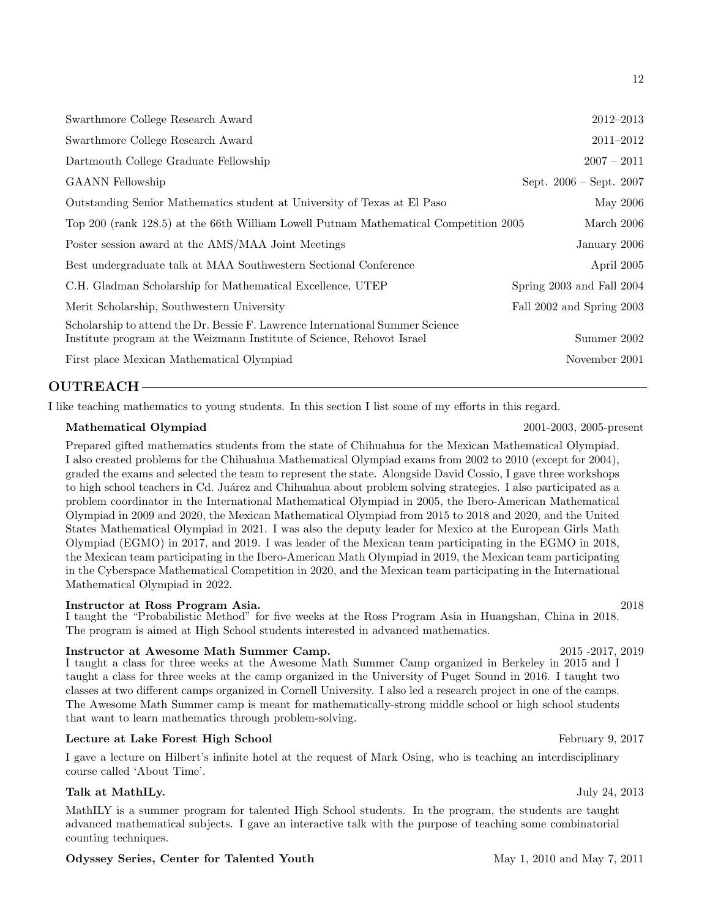Swarthmore College Research Award 2012–2013

Swarthmore College Research Award 2011–2012

Dartmouth College Graduate Fellowship 2007 – 2011

GAANN Fellowship Sept. 2006 – Sept. 2007

Outstanding Senior Mathematics student at University of Texas at El Paso May 2006

Top 200 (rank 128.5) at the 66th William Lowell Putnam Mathematical Competition 2005 March 2006

Poster session award at the AMS/MAA Joint Meetings January 2006

Best undergraduate talk at MAA Southwestern Sectional Conference April 2005

C.H. Gladman Scholarship for Mathematical Excellence, UTEP Spring 2003 and Fall 2004

Merit Scholarship, Southwestern University Fall 2002 and Spring 2003

Scholarship to attend the Dr. Bessie F. Lawrence International Summer Science Institute program at the Weizmann Institute of Science, Rehovot Israel Summer 2002

First place Mexican Mathematical Olympiad November 2001

## OUTREACH

I like teaching mathematics to young students. In this section I list some of my efforts in this regard.

**Mathematical Olympiad** 2001-2003, 2005-present

Prepared gifted mathematics students from the state of Chihuahua for the Mexican Mathematical Olympiad. I also created problems for the Chihuahua Mathematical Olympiad exams from 2002 to 2010 (except for 2004), graded the exams and selected the team to represent the state. Alongside David Cossio, I gave three workshops to high school teachers in Cd. Juárez and Chihuahua about problem solving strategies. I also participated as a problem coordinator in the International Mathematical Olympiad in 2005, the Ibero-American Mathematical Olympiad in 2009 and 2020, the Mexican Mathematical Olympiad from 2015 to 2018 and 2020, and the United States Mathematical Olympiad in 2021. I was also the deputy leader for Mexico at the European Girls Math Olympiad (EGMO) in 2017, and 2019. I was leader of the Mexican team participating in the EGMO in 2018, the Mexican team participating in the Ibero-American Math Olympiad in 2019, the Mexican team participating in the Cyberspace Mathematical Competition in 2020, and the Mexican team participating in the International Mathematical Olympiad in 2022.

**Instructor at Ross Program Asia.** 2018
I taught the "Probabilistic Method" for five weeks at the Ross Program Asia in Huangshan, China in 2018. The program is aimed at High School students interested in advanced mathematics.

**Instructor at Awesome Math Summer Camp.** 2015 -2017, 2019
I taught a class for three weeks at the Awesome Math Summer Camp organized in Berkeley in 2015 and I taught a class for three weeks at the camp organized in the University of Puget Sound in 2016. I taught two classes at two different camps organized in Cornell University. I also led a research project in one of the camps. The Awesome Math Summer camp is meant for mathematically-strong middle school or high school students that want to learn mathematics through problem-solving.

**Lecture at Lake Forest High School** February 9, 2017

I gave a lecture on Hilbert's infinite hotel at the request of Mark Osing, who is teaching an interdisciplinary course called 'About Time'.

**Talk at MathILy.** July 24, 2013

MathILY is a summer program for talented High School students. In the program, the students are taught advanced mathematical subjects. I gave an interactive talk with the purpose of teaching some combinatorial counting techniques.

**Odyssey Series, Center for Talented Youth** May 1, 2010 and May 7, 2011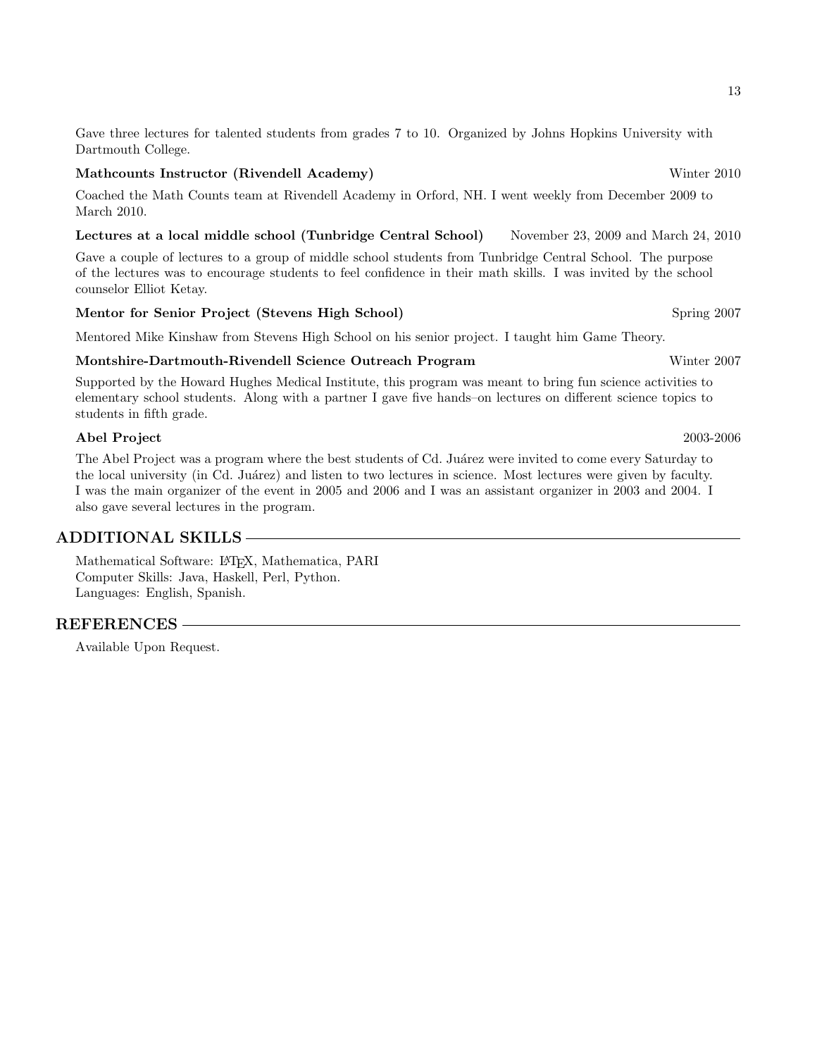Gave three lectures for talented students from grades 7 to 10. Organized by Johns Hopkins University with Dartmouth College.

**Mathcounts Instructor (Rivendell Academy)** Winter 2010

Coached the Math Counts team at Rivendell Academy in Orford, NH. I went weekly from December 2009 to March 2010.

**Lectures at a local middle school (Tunbridge Central School)** November 23, 2009 and March 24, 2010

Gave a couple of lectures to a group of middle school students from Tunbridge Central School. The purpose of the lectures was to encourage students to feel confidence in their math skills. I was invited by the school counselor Elliot Ketay.

**Mentor for Senior Project (Stevens High School)** Spring 2007

Mentored Mike Kinshaw from Stevens High School on his senior project. I taught him Game Theory.

**Montshire-Dartmouth-Rivendell Science Outreach Program** Winter 2007

Supported by the Howard Hughes Medical Institute, this program was meant to bring fun science activities to elementary school students. Along with a partner I gave five hands–on lectures on different science topics to students in fifth grade.

**Abel Project** 2003-2006

The Abel Project was a program where the best students of Cd. Juárez were invited to come every Saturday to the local university (in Cd. Juárez) and listen to two lectures in science. Most lectures were given by faculty. I was the main organizer of the event in 2005 and 2006 and I was an assistant organizer in 2003 and 2004. I also gave several lectures in the program.

## ADDITIONAL SKILLS

Mathematical Software: LaTeX, Mathematica, PARI
Computer Skills: Java, Haskell, Perl, Python.
Languages: English, Spanish.

## REFERENCES

Available Upon Request.